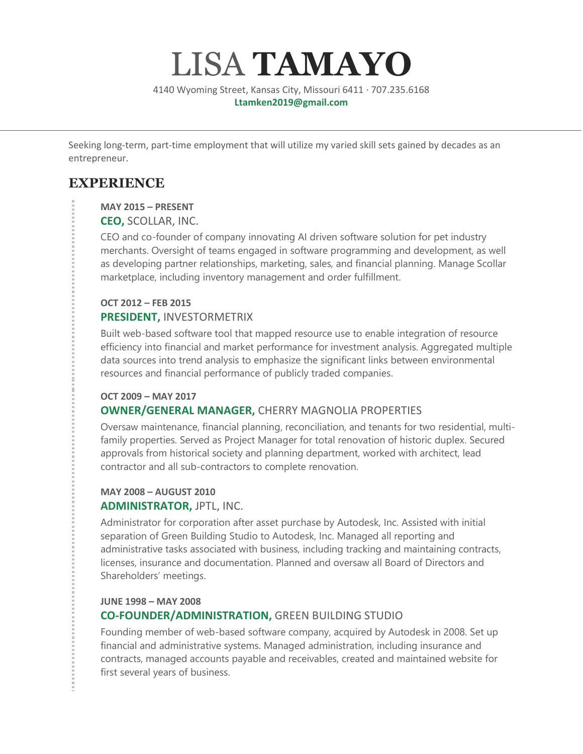# LISA **TAMAYO**

4140 Wyoming Street, Kansas City, Missouri 6411 · 707.235.6168

**Ltamken2019@gmail.com**

---

Seeking long-term, part-time employment that will utilize my varied skill sets gained by decades as an entrepreneur.

## EXPERIENCE

**MAY 2015 – PRESENT**

### **CEO,** SCOLLAR, INC.

CEO and co-founder of company innovating AI driven software solution for pet industry merchants. Oversight of teams engaged in software programming and development, as well as developing partner relationships, marketing, sales, and financial planning. Manage Scollar marketplace, including inventory management and order fulfillment.

**OCT 2012 – FEB 2015**

### **PRESIDENT,** INVESTORMETRIX

Built web-based software tool that mapped resource use to enable integration of resource efficiency into financial and market performance for investment analysis. Aggregated multiple data sources into trend analysis to emphasize the significant links between environmental resources and financial performance of publicly traded companies.

**OCT 2009 – MAY 2017**

### **OWNER/GENERAL MANAGER,** CHERRY MAGNOLIA PROPERTIES

Oversaw maintenance, financial planning, reconciliation, and tenants for two residential, multi-family properties. Served as Project Manager for total renovation of historic duplex. Secured approvals from historical society and planning department, worked with architect, lead contractor and all sub-contractors to complete renovation.

**MAY 2008 – AUGUST 2010**

### **ADMINISTRATOR,** JPTL, INC.

Administrator for corporation after asset purchase by Autodesk, Inc. Assisted with initial separation of Green Building Studio to Autodesk, Inc. Managed all reporting and administrative tasks associated with business, including tracking and maintaining contracts, licenses, insurance and documentation. Planned and oversaw all Board of Directors and Shareholders' meetings.

**JUNE 1998 – MAY 2008**

### **CO-FOUNDER/ADMINISTRATION,** GREEN BUILDING STUDIO

Founding member of web-based software company, acquired by Autodesk in 2008. Set up financial and administrative systems. Managed administration, including insurance and contracts, managed accounts payable and receivables, created and maintained website for first several years of business.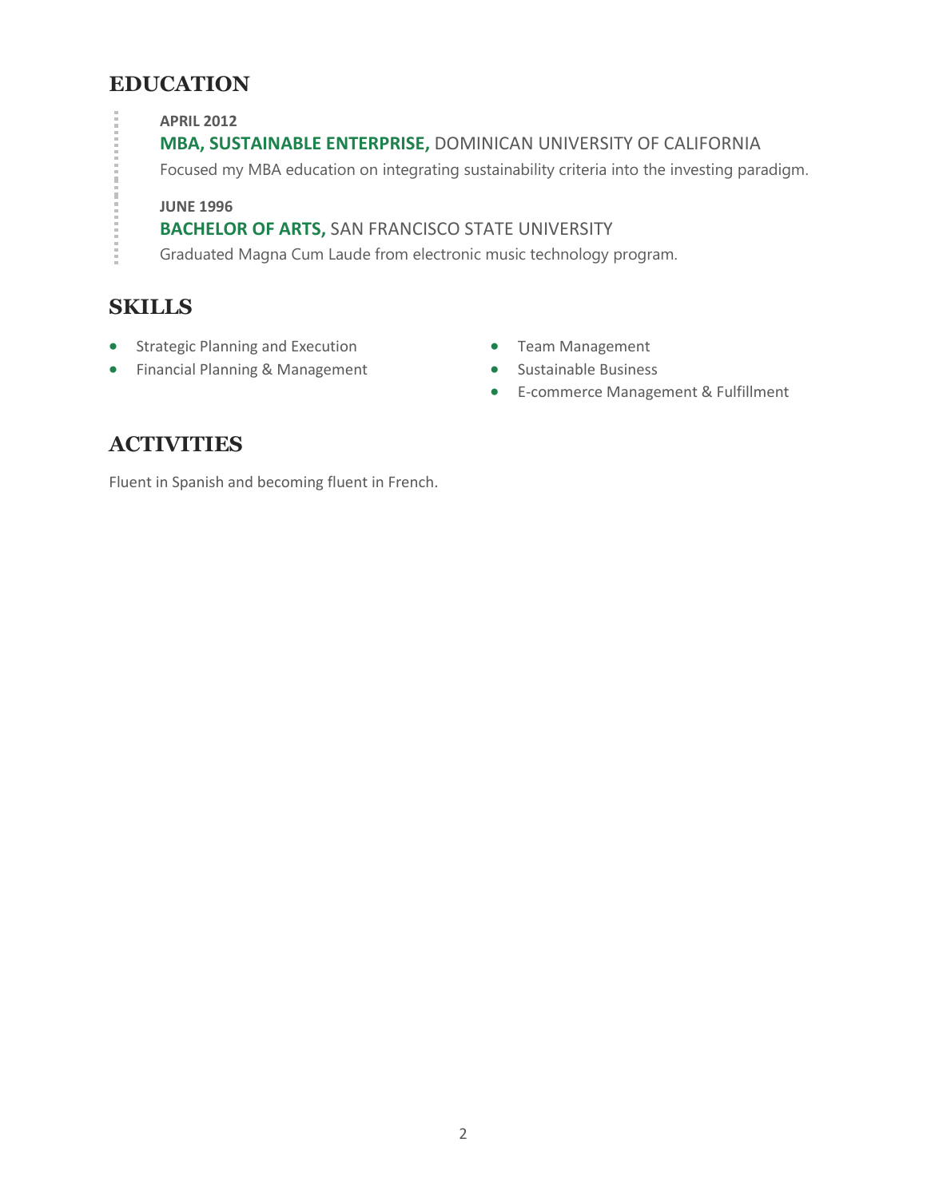## EDUCATION

**APRIL 2012**

**MBA, SUSTAINABLE ENTERPRISE,** DOMINICAN UNIVERSITY OF CALIFORNIA

Focused my MBA education on integrating sustainability criteria into the investing paradigm.

**JUNE 1996**

**BACHELOR OF ARTS,** SAN FRANCISCO STATE UNIVERSITY

Graduated Magna Cum Laude from electronic music technology program.

## SKILLS

- Strategic Planning and Execution
- Financial Planning & Management
- Team Management
- Sustainable Business
- E-commerce Management & Fulfillment

## ACTIVITIES

Fluent in Spanish and becoming fluent in French.